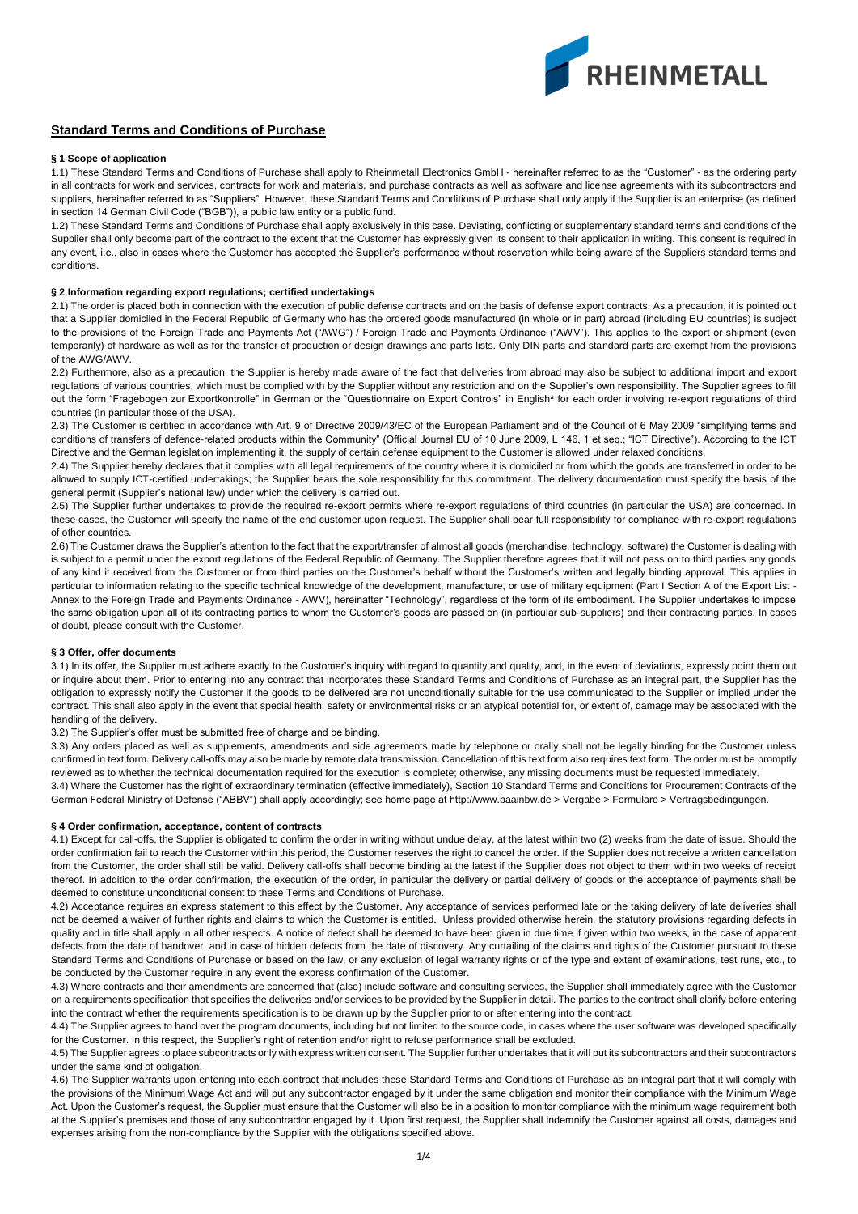## Standard Terms and Conditions of Purchase

### § 1 Scope of application

1.1) These Standard Terms and Conditions of Purchase shall apply to Rheinmetall Electronics GmbH - hereinafter referred to as the "Customer" - as the ordering party in all contracts for work and services, contracts for work and materials, and purchase contracts as well as software and license agreements with its subcontractors and suppliers, hereinafter referred to as "Suppliers". However, these Standard Terms and Conditions of Purchase shall only apply if the Supplier is an enterprise (as defined in section 14 German Civil Code ("BGB")), a public law entity or a public fund.

1.2) These Standard Terms and Conditions of Purchase shall apply exclusively in this case. Deviating, conflicting or supplementary standard terms and conditions of the Supplier shall only become part of the contract to the extent that the Customer has expressly given its consent to their application in writing. This consent is required in any event, i.e., also in cases where the Customer has accepted the Supplier's performance without reservation while being aware of the Suppliers standard terms and conditions.

### § 2 Information regarding export regulations; certified undertakings

2.1) The order is placed both in connection with the execution of public defense contracts and on the basis of defense export contracts. As a precaution, it is pointed out that a Supplier domiciled in the Federal Republic of Germany who has the ordered goods manufactured (in whole or in part) abroad (including EU countries) is subject to the provisions of the Foreign Trade and Payments Act ("AWG") / Foreign Trade and Payments Ordinance ("AWV"). This applies to the export or shipment (even temporarily) of hardware as well as for the transfer of production or design drawings and parts lists. Only DIN parts and standard parts are exempt from the provisions of the AWG/AWV.

2.2) Furthermore, also as a precaution, the Supplier is hereby made aware of the fact that deliveries from abroad may also be subject to additional import and export regulations of various countries, which must be complied with by the Supplier without any restriction and on the Supplier's own responsibility. The Supplier agrees to fill out the form "Fragebogen zur Exportkontrolle" in German or the "Questionnaire on Export Controls" in English* for each order involving re-export regulations of third countries (in particular those of the USA).

2.3) The Customer is certified in accordance with Art. 9 of Directive 2009/43/EC of the European Parliament and of the Council of 6 May 2009 "simplifying terms and conditions of transfers of defence-related products within the Community" (Official Journal EU of 10 June 2009, L 146, 1 et seq.; "ICT Directive"). According to the ICT Directive and the German legislation implementing it, the supply of certain defense equipment to the Customer is allowed under relaxed conditions.

2.4) The Supplier hereby declares that it complies with all legal requirements of the country where it is domiciled or from which the goods are transferred in order to be allowed to supply ICT-certified undertakings; the Supplier bears the sole responsibility for this commitment. The delivery documentation must specify the basis of the general permit (Supplier's national law) under which the delivery is carried out.

2.5) The Supplier further undertakes to provide the required re-export permits where re-export regulations of third countries (in particular the USA) are concerned. In these cases, the Customer will specify the name of the end customer upon request. The Supplier shall bear full responsibility for compliance with re-export regulations of other countries.

2.6) The Customer draws the Supplier's attention to the fact that the export/transfer of almost all goods (merchandise, technology, software) the Customer is dealing with is subject to a permit under the export regulations of the Federal Republic of Germany. The Supplier therefore agrees that it will not pass on to third parties any goods of any kind it received from the Customer or from third parties on the Customer's behalf without the Customer's written and legally binding approval. This applies in particular to information relating to the specific technical knowledge of the development, manufacture, or use of military equipment (Part I Section A of the Export List - Annex to the Foreign Trade and Payments Ordinance - AWV), hereinafter "Technology", regardless of the form of its embodiment. The Supplier undertakes to impose the same obligation upon all of its contracting parties to whom the Customer's goods are passed on (in particular sub-suppliers) and their contracting parties. In cases of doubt, please consult with the Customer.

### § 3 Offer, offer documents

3.1) In its offer, the Supplier must adhere exactly to the Customer's inquiry with regard to quantity and quality, and, in the event of deviations, expressly point them out or inquire about them. Prior to entering into any contract that incorporates these Standard Terms and Conditions of Purchase as an integral part, the Supplier has the obligation to expressly notify the Customer if the goods to be delivered are not unconditionally suitable for the use communicated to the Supplier or implied under the contract. This shall also apply in the event that special health, safety or environmental risks or an atypical potential for, or extent of, damage may be associated with the handling of the delivery.

3.2) The Supplier's offer must be submitted free of charge and be binding.

3.3) Any orders placed as well as supplements, amendments and side agreements made by telephone or orally shall not be legally binding for the Customer unless confirmed in text form. Delivery call-offs may also be made by remote data transmission. Cancellation of this text form also requires text form. The order must be promptly reviewed as to whether the technical documentation required for the execution is complete; otherwise, any missing documents must be requested immediately.

3.4) Where the Customer has the right of extraordinary termination (effective immediately), Section 10 Standard Terms and Conditions for Procurement Contracts of the German Federal Ministry of Defense ("ABBV") shall apply accordingly; see home page at http://www.baainbw.de > Vergabe > Formulare > Vertragsbedingungen.

### § 4 Order confirmation, acceptance, content of contracts

4.1) Except for call-offs, the Supplier is obligated to confirm the order in writing without undue delay, at the latest within two (2) weeks from the date of issue. Should the order confirmation fail to reach the Customer within this period, the Customer reserves the right to cancel the order. If the Supplier does not receive a written cancellation from the Customer, the order shall still be valid. Delivery call-offs shall become binding at the latest if the Supplier does not object to them within two weeks of receipt thereof. In addition to the order confirmation, the execution of the order, in particular the delivery or partial delivery of goods or the acceptance of payments shall be deemed to constitute unconditional consent to these Terms and Conditions of Purchase.

4.2) Acceptance requires an express statement to this effect by the Customer. Any acceptance of services performed late or the taking delivery of late deliveries shall not be deemed a waiver of further rights and claims to which the Customer is entitled. Unless provided otherwise herein, the statutory provisions regarding defects in quality and in title shall apply in all other respects. A notice of defect shall be deemed to have been given in due time if given within two weeks, in the case of apparent defects from the date of handover, and in case of hidden defects from the date of discovery. Any curtailing of the claims and rights of the Customer pursuant to these Standard Terms and Conditions of Purchase or based on the law, or any exclusion of legal warranty rights or of the type and extent of examinations, test runs, etc., to be conducted by the Customer require in any event the express confirmation of the Customer.

4.3) Where contracts and their amendments are concerned that (also) include software and consulting services, the Supplier shall immediately agree with the Customer on a requirements specification that specifies the deliveries and/or services to be provided by the Supplier in detail. The parties to the contract shall clarify before entering into the contract whether the requirements specification is to be drawn up by the Supplier prior to or after entering into the contract.

4.4) The Supplier agrees to hand over the program documents, including but not limited to the source code, in cases where the user software was developed specifically for the Customer. In this respect, the Supplier's right of retention and/or right to refuse performance shall be excluded.

4.5) The Supplier agrees to place subcontracts only with express written consent. The Supplier further undertakes that it will put its subcontractors and their subcontractors under the same kind of obligation.

4.6) The Supplier warrants upon entering into each contract that includes these Standard Terms and Conditions of Purchase as an integral part that it will comply with the provisions of the Minimum Wage Act and will put any subcontractor engaged by it under the same obligation and monitor their compliance with the Minimum Wage Act. Upon the Customer's request, the Supplier must ensure that the Customer will also be in a position to monitor compliance with the minimum wage requirement both at the Supplier's premises and those of any subcontractor engaged by it. Upon first request, the Supplier shall indemnify the Customer against all costs, damages and expenses arising from the non-compliance by the Supplier with the obligations specified above.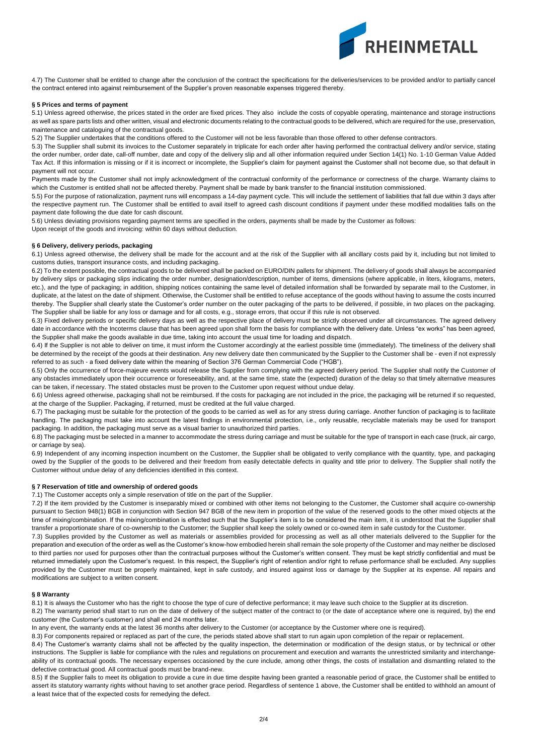4.7) The Customer shall be entitled to change after the conclusion of the contract the specifications for the deliveries/services to be provided and/or to partially cancel the contract entered into against reimbursement of the Supplier's proven reasonable expenses triggered thereby.

#### § 5 Prices and terms of payment

5.1) Unless agreed otherwise, the prices stated in the order are fixed prices. They also include the costs of copyable operating, maintenance and storage instructions as well as spare parts lists and other written, visual and electronic documents relating to the contractual goods to be delivered, which are required for the use, preservation, maintenance and cataloguing of the contractual goods.

5.2) The Supplier undertakes that the conditions offered to the Customer will not be less favorable than those offered to other defense contractors.

5.3) The Supplier shall submit its invoices to the Customer separately in triplicate for each order after having performed the contractual delivery and/or service, stating the order number, order date, call-off number, date and copy of the delivery slip and all other information required under Section 14(1) No. 1-10 German Value Added Tax Act. If this information is missing or if it is incorrect or incomplete, the Supplier's claim for payment against the Customer shall not become due, so that default in payment will not occur.

Payments made by the Customer shall not imply acknowledgment of the contractual conformity of the performance or correctness of the charge. Warranty claims to which the Customer is entitled shall not be affected thereby. Payment shall be made by bank transfer to the financial institution commissioned.

5.5) For the purpose of rationalization, payment runs will encompass a 14-day payment cycle. This will include the settlement of liabilities that fall due within 3 days after the respective payment run. The Customer shall be entitled to avail itself to agreed cash discount conditions if payment under these modified modalities falls on the payment date following the due date for cash discount.

5.6) Unless deviating provisions regarding payment terms are specified in the orders, payments shall be made by the Customer as follows:

Upon receipt of the goods and invoicing: within 60 days without deduction.

#### § 6 Delivery, delivery periods, packaging

6.1) Unless agreed otherwise, the delivery shall be made for the account and at the risk of the Supplier with all ancillary costs paid by it, including but not limited to customs duties, transport insurance costs, and including packaging.

6.2) To the extent possible, the contractual goods to be delivered shall be packed on EURO/DIN pallets for shipment. The delivery of goods shall always be accompanied by delivery slips or packaging slips indicating the order number, designation/description, number of items, dimensions (where applicable, in liters, kilograms, meters, etc.), and the type of packaging; in addition, shipping notices containing the same level of detailed information shall be forwarded by separate mail to the Customer, in duplicate, at the latest on the date of shipment. Otherwise, the Customer shall be entitled to refuse acceptance of the goods without having to assume the costs incurred thereby. The Supplier shall clearly state the Customer's order number on the outer packaging of the parts to be delivered, if possible, in two places on the packaging. The Supplier shall be liable for any loss or damage and for all costs, e.g., storage errors, that occur if this rule is not observed.

6.3) Fixed delivery periods or specific delivery days as well as the respective place of delivery must be strictly observed under all circumstances. The agreed delivery date in accordance with the Incoterms clause that has been agreed upon shall form the basis for compliance with the delivery date. Unless "ex works" has been agreed, the Supplier shall make the goods available in due time, taking into account the usual time for loading and dispatch.

6.4) If the Supplier is not able to deliver on time, it must inform the Customer accordingly at the earliest possible time (immediately). The timeliness of the delivery shall be determined by the receipt of the goods at their destination. Any new delivery date then communicated by the Supplier to the Customer shall be - even if not expressly referred to as such - a fixed delivery date within the meaning of Section 376 German Commercial Code ("HGB").

6.5) Only the occurrence of force-majeure events would release the Supplier from complying with the agreed delivery period. The Supplier shall notify the Customer of any obstacles immediately upon their occurrence or foreseeability, and, at the same time, state the (expected) duration of the delay so that timely alternative measures can be taken, if necessary. The stated obstacles must be proven to the Customer upon request without undue delay.

6.6) Unless agreed otherwise, packaging shall not be reimbursed. If the costs for packaging are not included in the price, the packaging will be returned if so requested, at the charge of the Supplier. Packaging, if returned, must be credited at the full value charged.

6.7) The packaging must be suitable for the protection of the goods to be carried as well as for any stress during carriage. Another function of packaging is to facilitate handling. The packaging must take into account the latest findings in environmental protection, i.e., only reusable, recyclable materials may be used for transport packaging. In addition, the packaging must serve as a visual barrier to unauthorized third parties.

6.8) The packaging must be selected in a manner to accommodate the stress during carriage and must be suitable for the type of transport in each case (truck, air cargo, or carriage by sea).

6.9) Independent of any incoming inspection incumbent on the Customer, the Supplier shall be obligated to verify compliance with the quantity, type, and packaging owed by the Supplier of the goods to be delivered and their freedom from easily detectable defects in quality and title prior to delivery. The Supplier shall notify the Customer without undue delay of any deficiencies identified in this context.

#### § 7 Reservation of title and ownership of ordered goods

7.1) The Customer accepts only a simple reservation of title on the part of the Supplier.

7.2) If the item provided by the Customer is inseparably mixed or combined with other items not belonging to the Customer, the Customer shall acquire co-ownership pursuant to Section 948(1) BGB in conjunction with Section 947 BGB of the new item in proportion of the value of the reserved goods to the other mixed objects at the time of mixing/combination. If the mixing/combination is effected such that the Supplier's item is to be considered the main item, it is understood that the Supplier shall transfer a proportionate share of co-ownership to the Customer; the Supplier shall keep the solely owned or co-owned item in safe custody for the Customer.

7.3) Supplies provided by the Customer as well as materials or assemblies provided for processing as well as all other materials delivered to the Supplier for the preparation and execution of the order as well as the Customer's know-how embodied herein shall remain the sole property of the Customer and may neither be disclosed to third parties nor used for purposes other than the contractual purposes without the Customer's written consent. They must be kept strictly confidential and must be returned immediately upon the Customer's request. In this respect, the Supplier's right of retention and/or right to refuse performance shall be excluded. Any supplies provided by the Customer must be properly maintained, kept in safe custody, and insured against loss or damage by the Supplier at its expense. All repairs and modifications are subject to a written consent.

#### § 8 Warranty

8.1) It is always the Customer who has the right to choose the type of cure of defective performance; it may leave such choice to the Supplier at its discretion.

8.2) The warranty period shall start to run on the date of delivery of the subject matter of the contract to (or the date of acceptance where one is required, by) the end customer (the Customer's customer) and shall end 24 months later.

In any event, the warranty ends at the latest 36 months after delivery to the Customer (or acceptance by the Customer where one is required).

8.3) For components repaired or replaced as part of the cure, the periods stated above shall start to run again upon completion of the repair or replacement.

8.4) The Customer's warranty claims shall not be affected by the quality inspection, the determination or modification of the design status, or by technical or other instructions. The Supplier is liable for compliance with the rules and regulations on procurement and execution and warrants the unrestricted similarity and interchange-ability of its contractual goods. The necessary expenses occasioned by the cure include, among other things, the costs of installation and dismantling related to the defective contractual good. All contractual goods must be brand-new.

8.5) If the Supplier fails to meet its obligation to provide a cure in due time despite having been granted a reasonable period of grace, the Customer shall be entitled to assert its statutory warranty rights without having to set another grace period. Regardless of sentence 1 above, the Customer shall be entitled to withhold an amount of a least twice that of the expected costs for remedying the defect.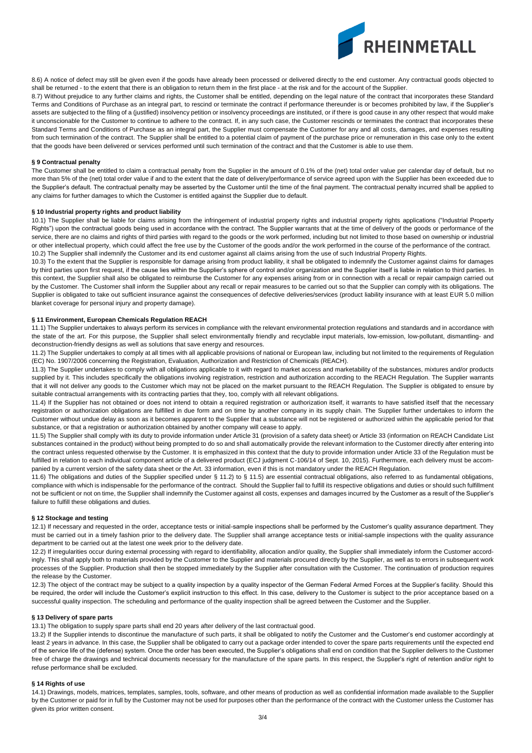8.6) A notice of defect may still be given even if the goods have already been processed or delivered directly to the end customer. Any contractual goods objected to shall be returned - to the extent that there is an obligation to return them in the first place - at the risk and for the account of the Supplier.

8.7) Without prejudice to any further claims and rights, the Customer shall be entitled, depending on the legal nature of the contract that incorporates these Standard Terms and Conditions of Purchase as an integral part, to rescind or terminate the contract if performance thereunder is or becomes prohibited by law, if the Supplier's assets are subjected to the filing of a (justified) insolvency petition or insolvency proceedings are instituted, or if there is good cause in any other respect that would make it unconscionable for the Customer to continue to adhere to the contract. If, in any such case, the Customer rescinds or terminates the contract that incorporates these Standard Terms and Conditions of Purchase as an integral part, the Supplier must compensate the Customer for any and all costs, damages, and expenses resulting from such termination of the contract. The Supplier shall be entitled to a potential claim of payment of the purchase price or remuneration in this case only to the extent that the goods have been delivered or services performed until such termination of the contract and that the Customer is able to use them.

### § 9 Contractual penalty

The Customer shall be entitled to claim a contractual penalty from the Supplier in the amount of 0.1% of the (net) total order value per calendar day of default, but no more than 5% of the (net) total order value if and to the extent that the date of delivery/performance of service agreed upon with the Supplier has been exceeded due to the Supplier's default. The contractual penalty may be asserted by the Customer until the time of the final payment. The contractual penalty incurred shall be applied to any claims for further damages to which the Customer is entitled against the Supplier due to default.

### § 10 Industrial property rights and product liability

10.1) The Supplier shall be liable for claims arising from the infringement of industrial property rights and industrial property rights applications ("Industrial Property Rights") upon the contractual goods being used in accordance with the contract. The Supplier warrants that at the time of delivery of the goods or performance of the service, there are no claims and rights of third parties with regard to the goods or the work performed, including but not limited to those based on ownership or industrial or other intellectual property, which could affect the free use by the Customer of the goods and/or the work performed in the course of the performance of the contract.

10.2) The Supplier shall indemnify the Customer and its end customer against all claims arising from the use of such Industrial Property Rights.

10.3) To the extent that the Supplier is responsible for damage arising from product liability, it shall be obligated to indemnify the Customer against claims for damages by third parties upon first request, if the cause lies within the Supplier's sphere of control and/or organization and the Supplier itself is liable in relation to third parties. In this context, the Supplier shall also be obligated to reimburse the Customer for any expenses arising from or in connection with a recall or repair campaign carried out by the Customer. The Customer shall inform the Supplier about any recall or repair measures to be carried out so that the Supplier can comply with its obligations. The Supplier is obligated to take out sufficient insurance against the consequences of defective deliveries/services (product liability insurance with at least EUR 5.0 million blanket coverage for personal injury and property damage).

### § 11 Environment, European Chemicals Regulation REACH

11.1) The Supplier undertakes to always perform its services in compliance with the relevant environmental protection regulations and standards and in accordance with the state of the art. For this purpose, the Supplier shall select environmentally friendly and recyclable input materials, low-emission, low-pollutant, dismantling- and deconstruction-friendly designs as well as solutions that save energy and resources.

11.2) The Supplier undertakes to comply at all times with all applicable provisions of national or European law, including but not limited to the requirements of Regulation (EC) No. 1907/2006 concerning the Registration, Evaluation, Authorization and Restriction of Chemicals (REACH).

11.3) The Supplier undertakes to comply with all obligations applicable to it with regard to market access and marketability of the substances, mixtures and/or products supplied by it. This includes specifically the obligations involving registration, restriction and authorization according to the REACH Regulation. The Supplier warrants that it will not deliver any goods to the Customer which may not be placed on the market pursuant to the REACH Regulation. The Supplier is obligated to ensure by suitable contractual arrangements with its contracting parties that they, too, comply with all relevant obligations.

11.4) If the Supplier has not obtained or does not intend to obtain a required registration or authorization itself, it warrants to have satisfied itself that the necessary registration or authorization obligations are fulfilled in due form and on time by another company in its supply chain. The Supplier further undertakes to inform the Customer without undue delay as soon as it becomes apparent to the Supplier that a substance will not be registered or authorized within the applicable period for that substance, or that a registration or authorization obtained by another company will cease to apply.

11.5) The Supplier shall comply with its duty to provide information under Article 31 (provision of a safety data sheet) or Article 33 (information on REACH Candidate List substances contained in the product) without being prompted to do so and shall automatically provide the relevant information to the Customer directly after entering into the contract unless requested otherwise by the Customer. It is emphasized in this context that the duty to provide information under Article 33 of the Regulation must be fulfilled in relation to each individual component article of a delivered product (ECJ judgment C-106/14 of Sept. 10, 2015). Furthermore, each delivery must be accompanied by a current version of the safety data sheet or the Art. 33 information, even if this is not mandatory under the REACH Regulation.

11.6) The obligations and duties of the Supplier specified under § 11.2) to § 11.5) are essential contractual obligations, also referred to as fundamental obligations, compliance with which is indispensable for the performance of the contract. Should the Supplier fail to fulfill its respective obligations and duties or should such fulfillment not be sufficient or not on time, the Supplier shall indemnify the Customer against all costs, expenses and damages incurred by the Customer as a result of the Supplier's failure to fulfill these obligations and duties.

### § 12 Stockage and testing

12.1) If necessary and requested in the order, acceptance tests or initial-sample inspections shall be performed by the Customer's quality assurance department. They must be carried out in a timely fashion prior to the delivery date. The Supplier shall arrange acceptance tests or initial-sample inspections with the quality assurance department to be carried out at the latest one week prior to the delivery date.

12.2) If irregularities occur during external processing with regard to identifiability, allocation and/or quality, the Supplier shall immediately inform the Customer accordingly. This shall apply both to materials provided by the Customer to the Supplier and materials procured directly by the Supplier, as well as to errors in subsequent work processes of the Supplier. Production shall then be stopped immediately by the Supplier after consultation with the Customer. The continuation of production requires the release by the Customer.

12.3) The object of the contract may be subject to a quality inspection by a quality inspector of the German Federal Armed Forces at the Supplier's facility. Should this be required, the order will include the Customer's explicit instruction to this effect. In this case, delivery to the Customer is subject to the prior acceptance based on a successful quality inspection. The scheduling and performance of the quality inspection shall be agreed between the Customer and the Supplier.

### § 13 Delivery of spare parts

13.1) The obligation to supply spare parts shall end 20 years after delivery of the last contractual good.

13.2) If the Supplier intends to discontinue the manufacture of such parts, it shall be obligated to notify the Customer and the Customer's end customer accordingly at least 2 years in advance. In this case, the Supplier shall be obligated to carry out a package order intended to cover the spare parts requirements until the expected end of the service life of the (defense) system. Once the order has been executed, the Supplier's obligations shall end on condition that the Supplier delivers to the Customer free of charge the drawings and technical documents necessary for the manufacture of the spare parts. In this respect, the Supplier's right of retention and/or right to refuse performance shall be excluded.

### § 14 Rights of use

14.1) Drawings, models, matrices, templates, samples, tools, software, and other means of production as well as confidential information made available to the Supplier by the Customer or paid for in full by the Customer may not be used for purposes other than the performance of the contract with the Customer unless the Customer has given its prior written consent.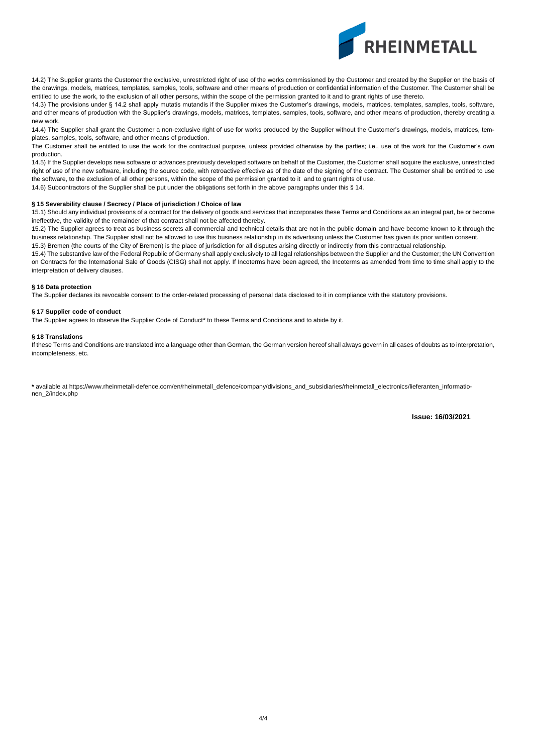14.2) The Supplier grants the Customer the exclusive, unrestricted right of use of the works commissioned by the Customer and created by the Supplier on the basis of the drawings, models, matrices, templates, samples, tools, software and other means of production or confidential information of the Customer. The Customer shall be entitled to use the work, to the exclusion of all other persons, within the scope of the permission granted to it and to grant rights of use thereto.

14.3) The provisions under § 14.2 shall apply mutatis mutandis if the Supplier mixes the Customer's drawings, models, matrices, templates, samples, tools, software, and other means of production with the Supplier's drawings, models, matrices, templates, samples, tools, software, and other means of production, thereby creating a new work.

14.4) The Supplier shall grant the Customer a non-exclusive right of use for works produced by the Supplier without the Customer's drawings, models, matrices, templates, samples, tools, software, and other means of production.

The Customer shall be entitled to use the work for the contractual purpose, unless provided otherwise by the parties; i.e., use of the work for the Customer's own production.

14.5) If the Supplier develops new software or advances previously developed software on behalf of the Customer, the Customer shall acquire the exclusive, unrestricted right of use of the new software, including the source code, with retroactive effective as of the date of the signing of the contract. The Customer shall be entitled to use the software, to the exclusion of all other persons, within the scope of the permission granted to it and to grant rights of use.

14.6) Subcontractors of the Supplier shall be put under the obligations set forth in the above paragraphs under this § 14.

#### § 15 Severability clause / Secrecy / Place of jurisdiction / Choice of law

15.1) Should any individual provisions of a contract for the delivery of goods and services that incorporates these Terms and Conditions as an integral part, be or become ineffective, the validity of the remainder of that contract shall not be affected thereby.

15.2) The Supplier agrees to treat as business secrets all commercial and technical details that are not in the public domain and have become known to it through the business relationship. The Supplier shall not be allowed to use this business relationship in its advertising unless the Customer has given its prior written consent.

15.3) Bremen (the courts of the City of Bremen) is the place of jurisdiction for all disputes arising directly or indirectly from this contractual relationship.

15.4) The substantive law of the Federal Republic of Germany shall apply exclusively to all legal relationships between the Supplier and the Customer; the UN Convention on Contracts for the International Sale of Goods (CISG) shall not apply. If Incoterms have been agreed, the Incoterms as amended from time to time shall apply to the interpretation of delivery clauses.

#### § 16 Data protection

The Supplier declares its revocable consent to the order-related processing of personal data disclosed to it in compliance with the statutory provisions.

#### § 17 Supplier code of conduct

The Supplier agrees to observe the Supplier Code of Conduct* to these Terms and Conditions and to abide by it.

#### § 18 Translations

If these Terms and Conditions are translated into a language other than German, the German version hereof shall always govern in all cases of doubts as to interpretation, incompleteness, etc.

\* available at https://www.rheinmetall-defence.com/en/rheinmetall_defence/company/divisions_and_subsidiaries/rheinmetall_electronics/lieferanten_informationen_2/index.php

**Issue: 16/03/2021**